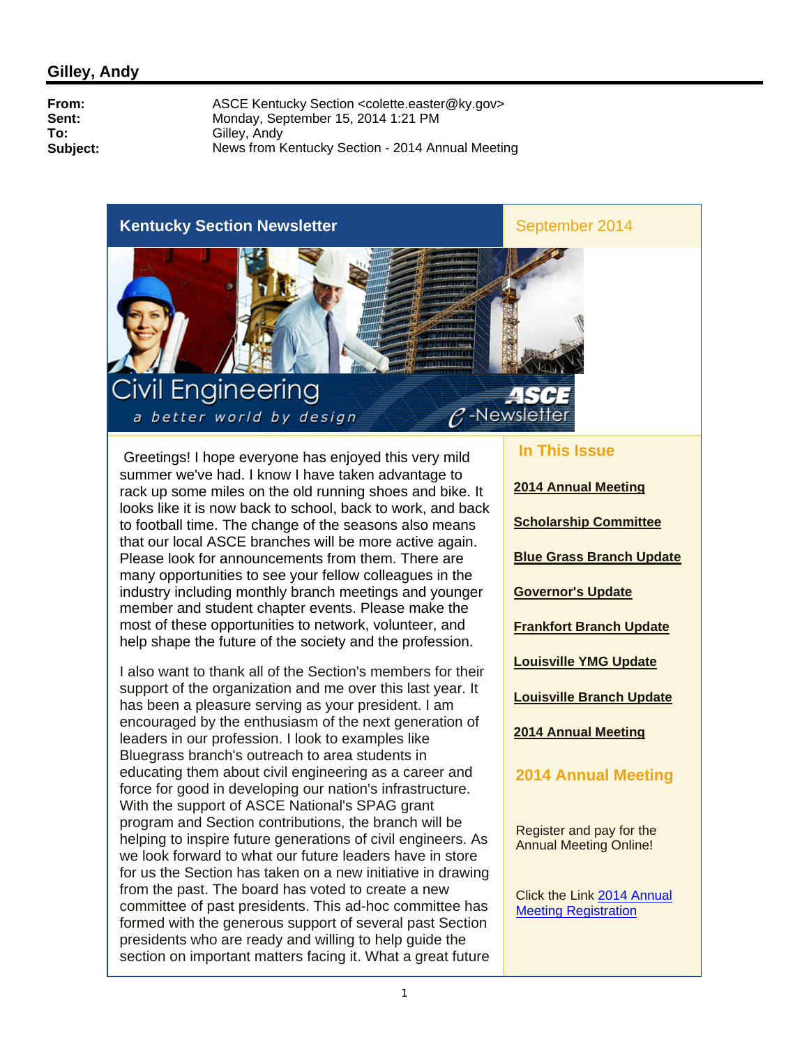## Gilley, Andy

**From:** ASCE Kentucky Section <colette.easter@ky.gov>
**Sent:** Monday, September 15, 2014 1:21 PM
**To:** Gilley, Andy
**Subject:** News from Kentucky Section - 2014 Annual Meeting

# Kentucky Section Newsletter

September 2014

Civil Engineering
*a better world by design*
ASCE e-Newsletter

Greetings! I hope everyone has enjoyed this very mild summer we've had. I know I have taken advantage to rack up some miles on the old running shoes and bike. It looks like it is now back to school, back to work, and back to football time. The change of the seasons also means that our local ASCE branches will be more active again. Please look for announcements from them. There are many opportunities to see your fellow colleagues in the industry including monthly branch meetings and younger member and student chapter events. Please make the most of these opportunities to network, volunteer, and help shape the future of the society and the profession.

I also want to thank all of the Section's members for their support of the organization and me over this last year. It has been a pleasure serving as your president. I am encouraged by the enthusiasm of the next generation of leaders in our profession. I look to examples like Bluegrass branch's outreach to area students in educating them about civil engineering as a career and force for good in developing our nation's infrastructure. With the support of ASCE National's SPAG grant program and Section contributions, the branch will be helping to inspire future generations of civil engineers. As we look forward to what our future leaders have in store for us the Section has taken on a new initiative in drawing from the past. The board has voted to create a new committee of past presidents. This ad-hoc committee has formed with the generous support of several past Section presidents who are ready and willing to help guide the section on important matters facing it. What a great future

### In This Issue

**2014 Annual Meeting**

**Scholarship Committee**

**Blue Grass Branch Update**

**Governor's Update**

**Frankfort Branch Update**

**Louisville YMG Update**

**Louisville Branch Update**

**2014 Annual Meeting**

### 2014 Annual Meeting

Register and pay for the Annual Meeting Online!

Click the Link 2014 Annual Meeting Registration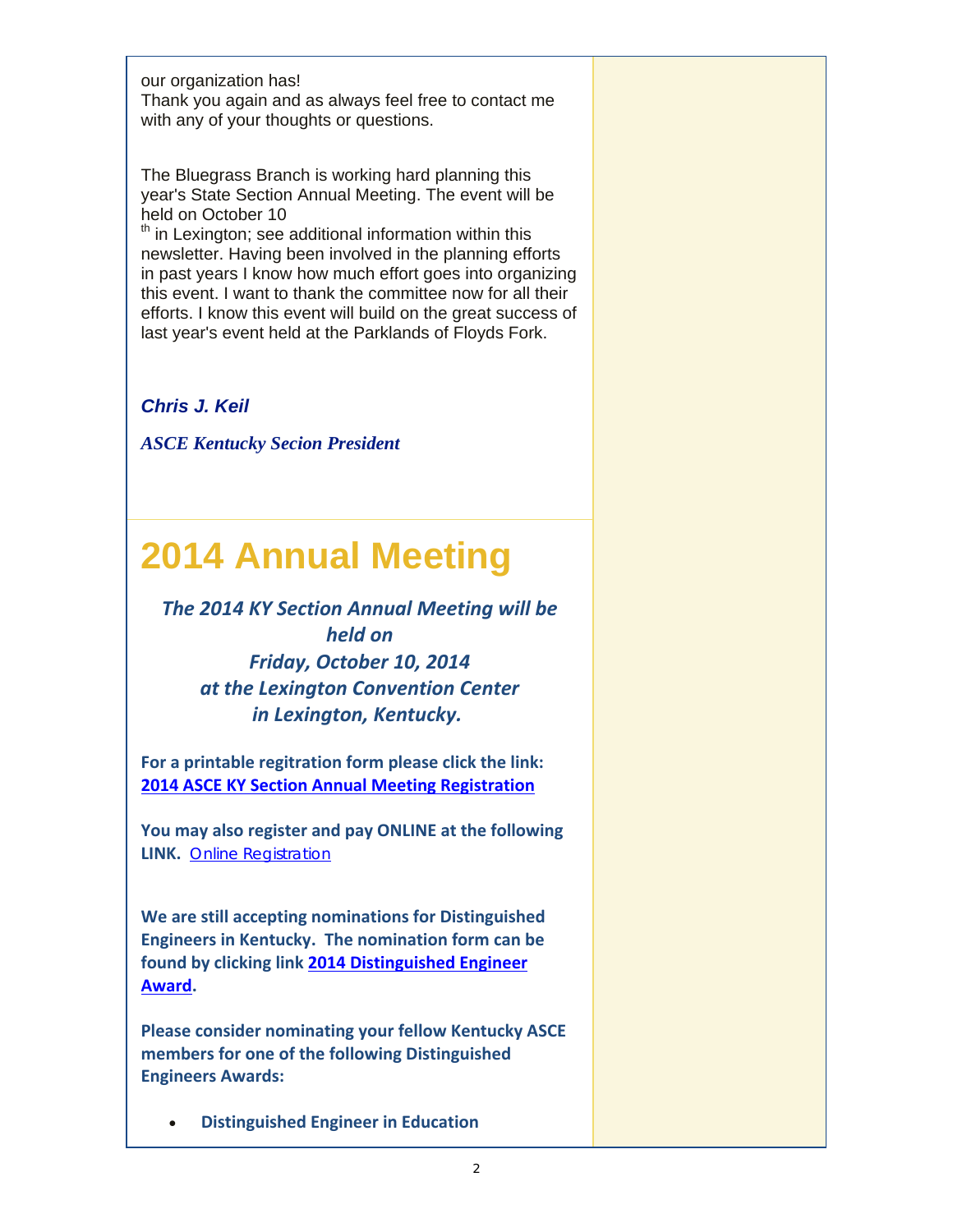our organization has!
Thank you again and as always feel free to contact me with any of your thoughts or questions.

The Bluegrass Branch is working hard planning this year's State Section Annual Meeting. The event will be held on October 10th in Lexington; see additional information within this newsletter. Having been involved in the planning efforts in past years I know how much effort goes into organizing this event. I want to thank the committee now for all their efforts. I know this event will build on the great success of last year's event held at the Parklands of Floyds Fork.

***Chris J. Keil***

***ASCE Kentucky Secion President***

# 2014 Annual Meeting

***The 2014 KY Section Annual Meeting will be held on Friday, October 10, 2014 at the Lexington Convention Center in Lexington, Kentucky.***

**For a printable regitration form please click the link: 2014 ASCE KY Section Annual Meeting Registration**

**You may also register and pay ONLINE at the following LINK.** Online Registration

**We are still accepting nominations for Distinguished Engineers in Kentucky. The nomination form can be found by clicking link 2014 Distinguished Engineer Award.**

**Please consider nominating your fellow Kentucky ASCE members for one of the following Distinguished Engineers Awards:**

- **Distinguished Engineer in Education**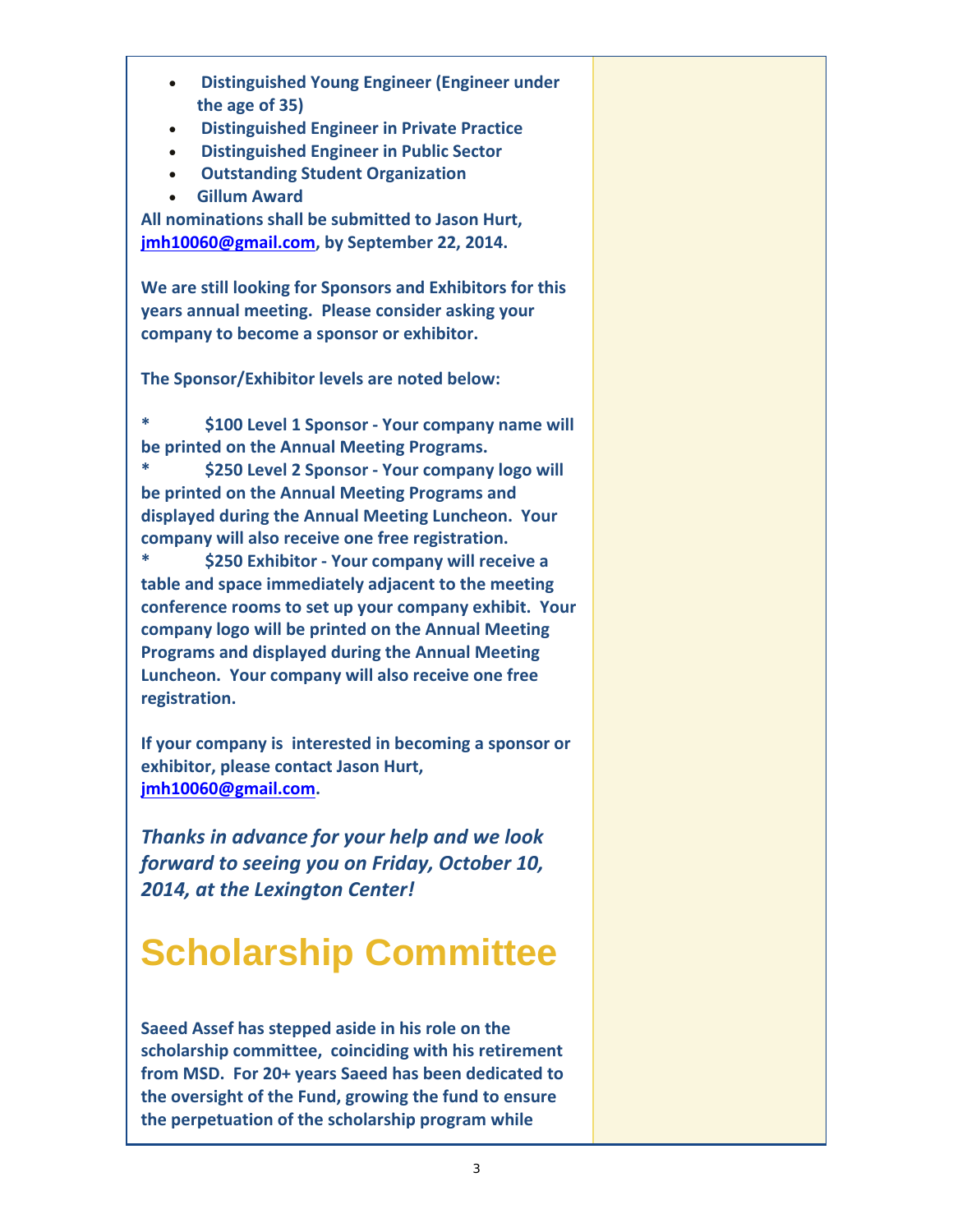- **Distinguished Young Engineer (Engineer under the age of 35)**
- **Distinguished Engineer in Private Practice**
- **Distinguished Engineer in Public Sector**
- **Outstanding Student Organization**
- **Gillum Award**

**All nominations shall be submitted to Jason Hurt, jmh10060@gmail.com, by September 22, 2014.**

**We are still looking for Sponsors and Exhibitors for this years annual meeting. Please consider asking your company to become a sponsor or exhibitor.**

**The Sponsor/Exhibitor levels are noted below:**

**\*   $100 Level 1 Sponsor - Your company name will be printed on the Annual Meeting Programs.**
**\*   $250 Level 2 Sponsor - Your company logo will be printed on the Annual Meeting Programs and displayed during the Annual Meeting Luncheon. Your company will also receive one free registration.**
**\*   $250 Exhibitor - Your company will receive a table and space immediately adjacent to the meeting conference rooms to set up your company exhibit. Your company logo will be printed on the Annual Meeting Programs and displayed during the Annual Meeting Luncheon. Your company will also receive one free registration.**

**If your company is interested in becoming a sponsor or exhibitor, please contact Jason Hurt, jmh10060@gmail.com.**

***Thanks in advance for your help and we look forward to seeing you on Friday, October 10, 2014, at the Lexington Center!***

# Scholarship Committee

**Saeed Assef has stepped aside in his role on the scholarship committee, coinciding with his retirement from MSD. For 20+ years Saeed has been dedicated to the oversight of the Fund, growing the fund to ensure the perpetuation of the scholarship program while**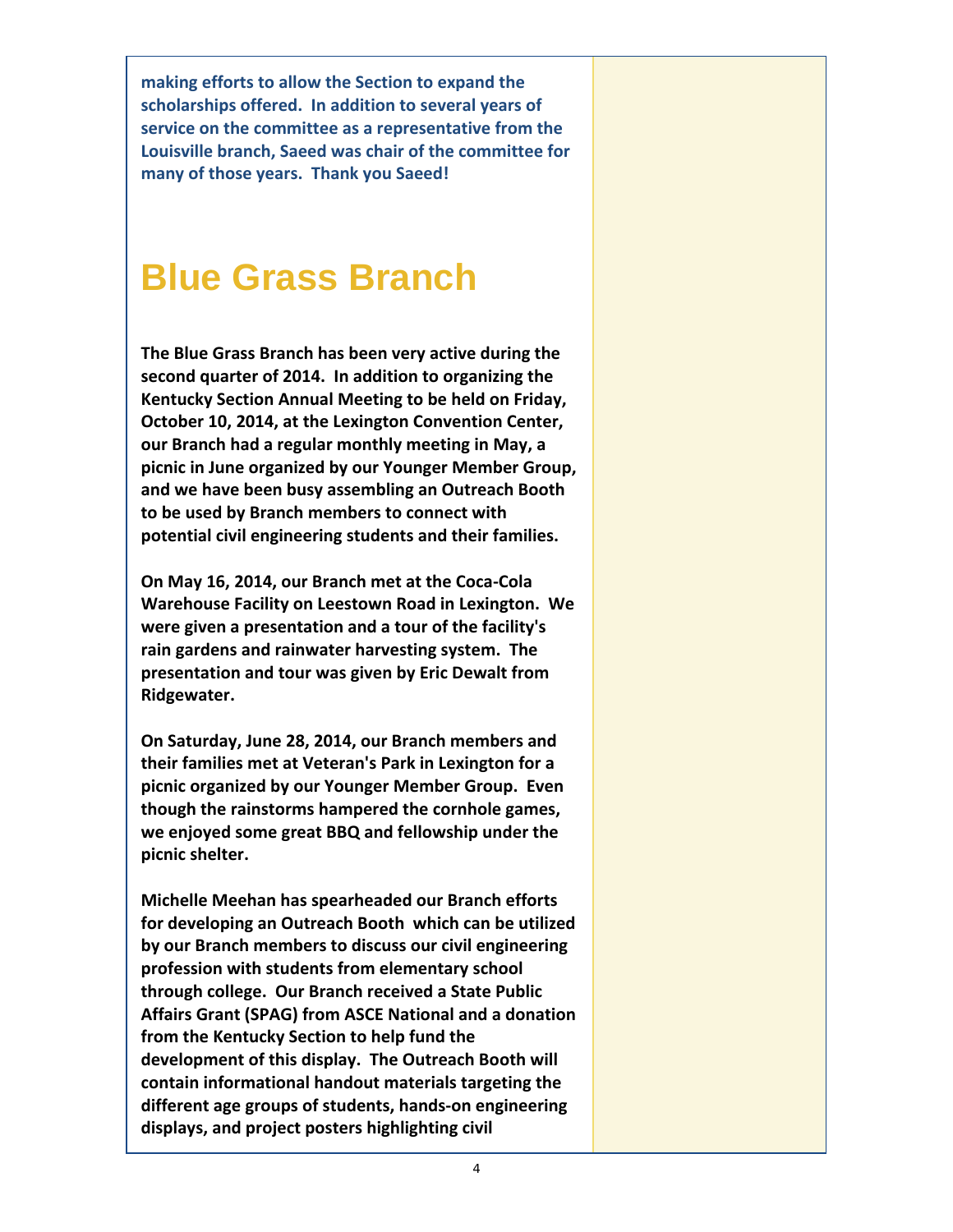**making efforts to allow the Section to expand the scholarships offered. In addition to several years of service on the committee as a representative from the Louisville branch, Saeed was chair of the committee for many of those years. Thank you Saeed!**

# Blue Grass Branch

**The Blue Grass Branch has been very active during the second quarter of 2014. In addition to organizing the Kentucky Section Annual Meeting to be held on Friday, October 10, 2014, at the Lexington Convention Center, our Branch had a regular monthly meeting in May, a picnic in June organized by our Younger Member Group, and we have been busy assembling an Outreach Booth to be used by Branch members to connect with potential civil engineering students and their families.**

**On May 16, 2014, our Branch met at the Coca-Cola Warehouse Facility on Leestown Road in Lexington. We were given a presentation and a tour of the facility's rain gardens and rainwater harvesting system. The presentation and tour was given by Eric Dewalt from Ridgewater.**

**On Saturday, June 28, 2014, our Branch members and their families met at Veteran's Park in Lexington for a picnic organized by our Younger Member Group. Even though the rainstorms hampered the cornhole games, we enjoyed some great BBQ and fellowship under the picnic shelter.**

**Michelle Meehan has spearheaded our Branch efforts for developing an Outreach Booth which can be utilized by our Branch members to discuss our civil engineering profession with students from elementary school through college. Our Branch received a State Public Affairs Grant (SPAG) from ASCE National and a donation from the Kentucky Section to help fund the development of this display. The Outreach Booth will contain informational handout materials targeting the different age groups of students, hands-on engineering displays, and project posters highlighting civil**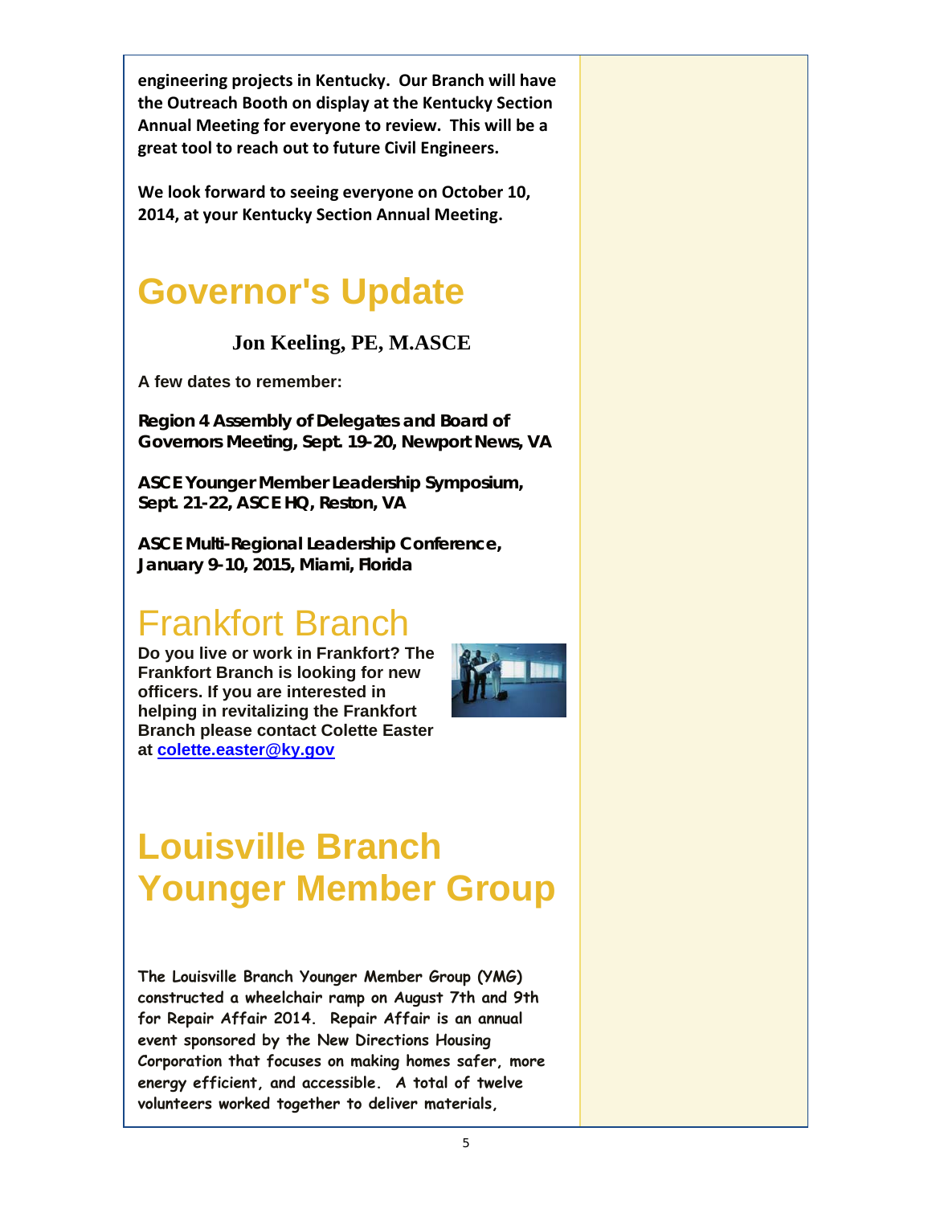**engineering projects in Kentucky. Our Branch will have the Outreach Booth on display at the Kentucky Section Annual Meeting for everyone to review. This will be a great tool to reach out to future Civil Engineers.**

**We look forward to seeing everyone on October 10, 2014, at your Kentucky Section Annual Meeting.**

# Governor's Update

**Jon Keeling, PE, M.ASCE**

**A few dates to remember:**

**Region 4 Assembly of Delegates and Board of Governors Meeting, Sept. 19-20, Newport News, VA**

**ASCE Younger Member Leadership Symposium, Sept. 21-22, ASCE HQ, Reston, VA**

**ASCE Multi-Regional Leadership Conference, January 9-10, 2015, Miami, Florida**

# Frankfort Branch

**Do you live or work in Frankfort? The Frankfort Branch is looking for new officers. If you are interested in helping in revitalizing the Frankfort Branch please contact Colette Easter at colette.easter@ky.gov**

# Louisville Branch Younger Member Group

**The Louisville Branch Younger Member Group (YMG) constructed a wheelchair ramp on August 7th and 9th for Repair Affair 2014. Repair Affair is an annual event sponsored by the New Directions Housing Corporation that focuses on making homes safer, more energy efficient, and accessible. A total of twelve volunteers worked together to deliver materials,**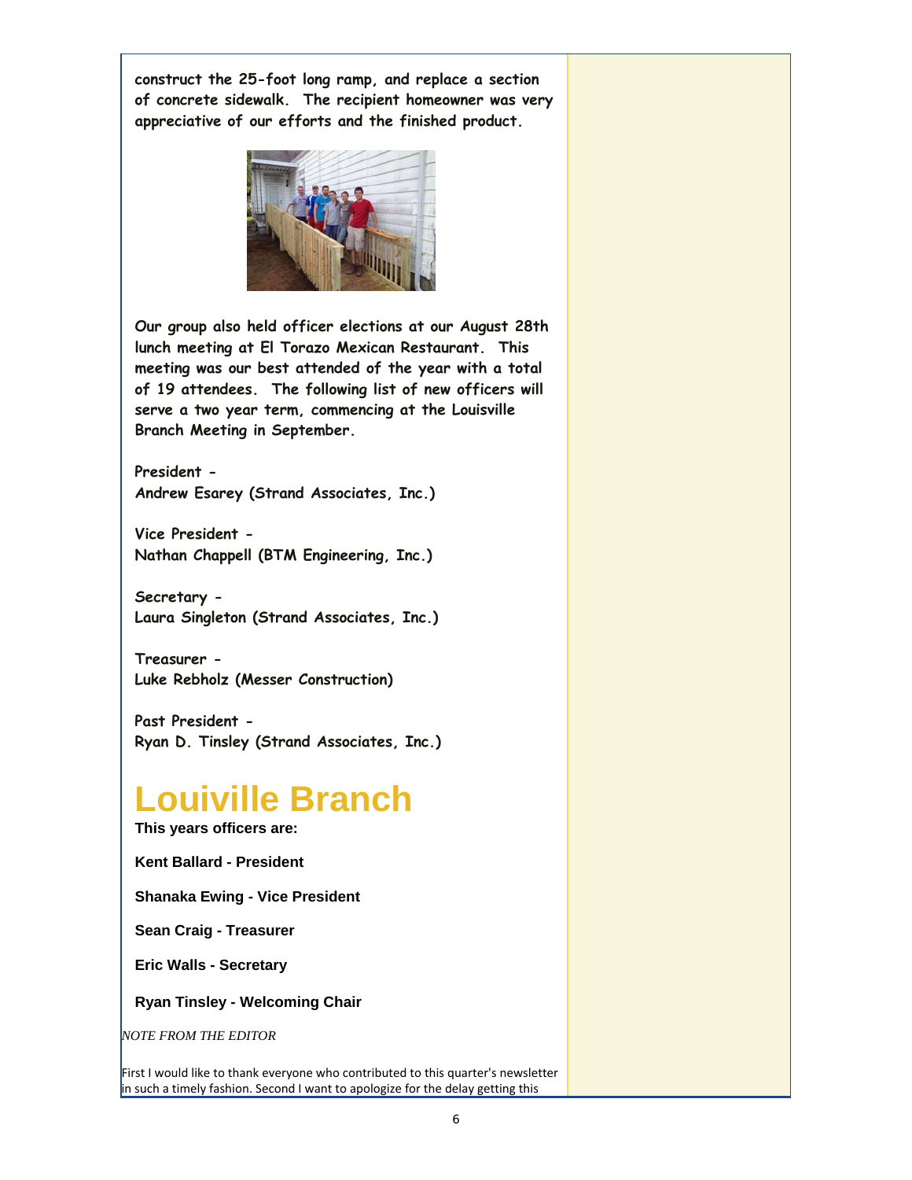**construct the 25-foot long ramp, and replace a section of concrete sidewalk. The recipient homeowner was very appreciative of our efforts and the finished product.**

**Our group also held officer elections at our August 28th lunch meeting at El Torazo Mexican Restaurant. This meeting was our best attended of the year with a total of 19 attendees. The following list of new officers will serve a two year term, commencing at the Louisville Branch Meeting in September.**

**President -**
**Andrew Esarey (Strand Associates, Inc.)**

**Vice President -**
**Nathan Chappell (BTM Engineering, Inc.)**

**Secretary -**
**Laura Singleton (Strand Associates, Inc.)**

**Treasurer -**
**Luke Rebholz (Messer Construction)**

**Past President -**
**Ryan D. Tinsley (Strand Associates, Inc.)**

# Louiville Branch

**This years officers are:**

**Kent Ballard - President**

**Shanaka Ewing - Vice President**

**Sean Craig - Treasurer**

**Eric Walls - Secretary**

**Ryan Tinsley - Welcoming Chair**

*NOTE FROM THE EDITOR*

First I would like to thank everyone who contributed to this quarter's newsletter in such a timely fashion. Second I want to apologize for the delay getting this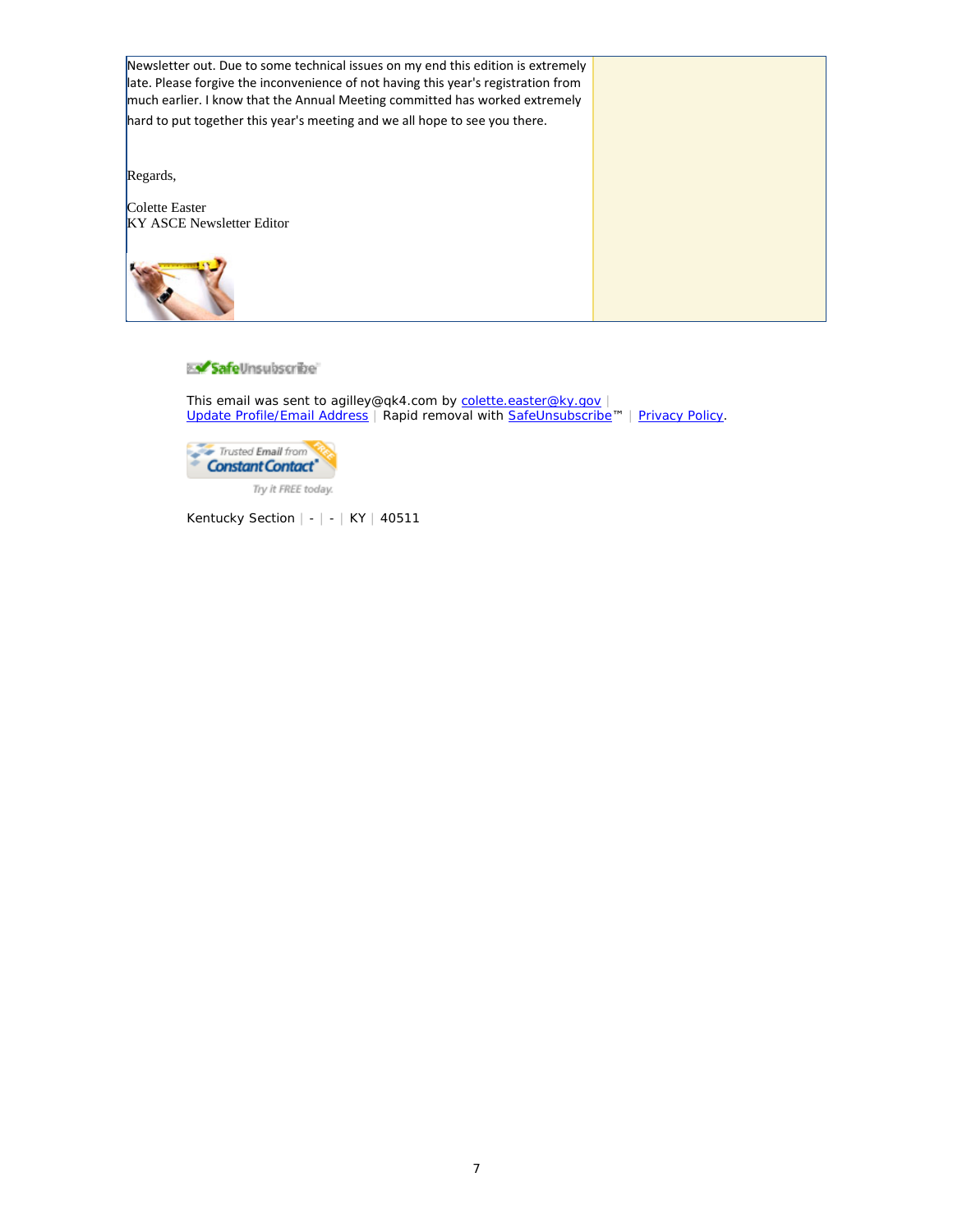Newsletter out. Due to some technical issues on my end this edition is extremely late. Please forgive the inconvenience of not having this year's registration from much earlier. I know that the Annual Meeting committed has worked extremely hard to put together this year's meeting and we all hope to see you there.

Regards,

Colette Easter
KY ASCE Newsletter Editor

SafeUnsubscribe

This email was sent to agilley@qk4.com by colette.easter@ky.gov | Update Profile/Email Address | Rapid removal with SafeUnsubscribe™ | Privacy Policy.

Trusted Email from Constant Contact FREE

Try it FREE today.

Kentucky Section | - | - | KY | 40511